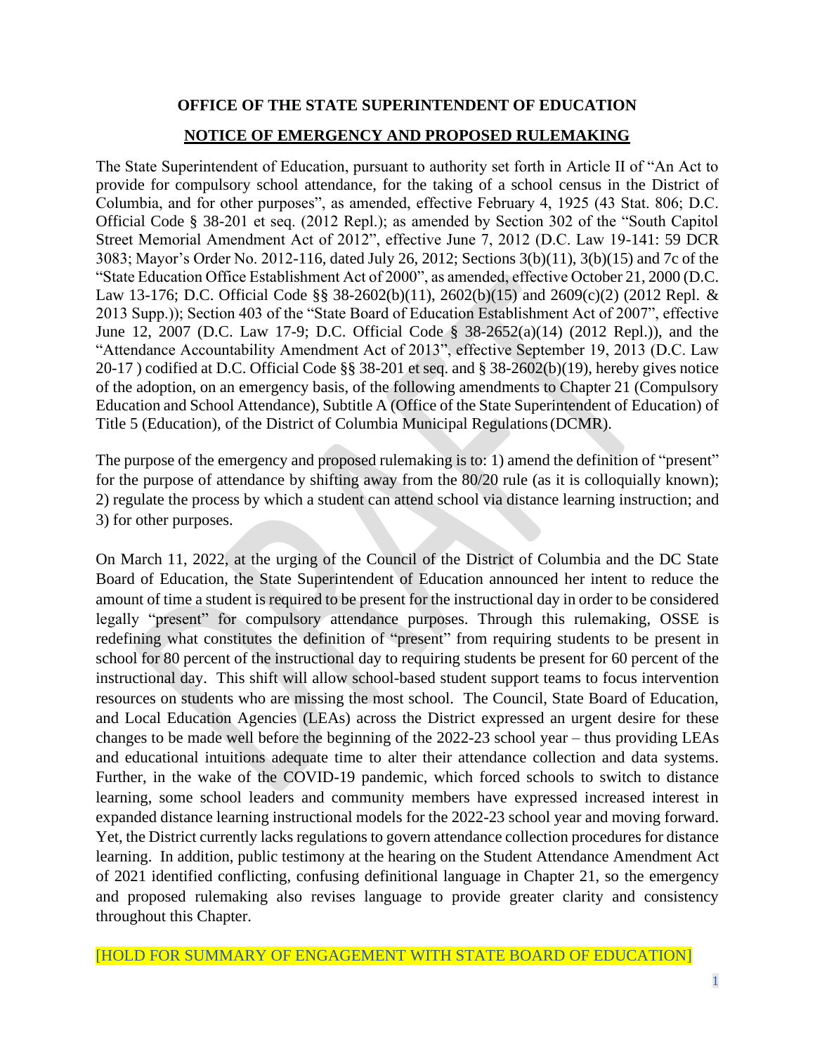**OFFICE OF THE STATE SUPERINTENDENT OF EDUCATION**

**NOTICE OF EMERGENCY AND PROPOSED RULEMAKING**

The State Superintendent of Education, pursuant to authority set forth in Article II of "An Act to provide for compulsory school attendance, for the taking of a school census in the District of Columbia, and for other purposes", as amended, effective February 4, 1925 (43 Stat. 806; D.C. Official Code § 38-201 et seq. (2012 Repl.); as amended by Section 302 of the "South Capitol Street Memorial Amendment Act of 2012", effective June 7, 2012 (D.C. Law 19-141: 59 DCR 3083; Mayor's Order No. 2012-116, dated July 26, 2012; Sections 3(b)(11), 3(b)(15) and 7c of the "State Education Office Establishment Act of 2000", as amended, effective October 21, 2000 (D.C. Law 13-176; D.C. Official Code §§ 38-2602(b)(11), 2602(b)(15) and 2609(c)(2) (2012 Repl. & 2013 Supp.)); Section 403 of the "State Board of Education Establishment Act of 2007", effective June 12, 2007 (D.C. Law 17-9; D.C. Official Code § 38-2652(a)(14) (2012 Repl.)), and the "Attendance Accountability Amendment Act of 2013", effective September 19, 2013 (D.C. Law 20-17 ) codified at D.C. Official Code §§ 38-201 et seq. and § 38-2602(b)(19), hereby gives notice of the adoption, on an emergency basis, of the following amendments to Chapter 21 (Compulsory Education and School Attendance), Subtitle A (Office of the State Superintendent of Education) of Title 5 (Education), of the District of Columbia Municipal Regulations (DCMR).

The purpose of the emergency and proposed rulemaking is to: 1) amend the definition of "present" for the purpose of attendance by shifting away from the 80/20 rule (as it is colloquially known); 2) regulate the process by which a student can attend school via distance learning instruction; and 3) for other purposes.

On March 11, 2022, at the urging of the Council of the District of Columbia and the DC State Board of Education, the State Superintendent of Education announced her intent to reduce the amount of time a student is required to be present for the instructional day in order to be considered legally "present" for compulsory attendance purposes. Through this rulemaking, OSSE is redefining what constitutes the definition of "present" from requiring students to be present in school for 80 percent of the instructional day to requiring students be present for 60 percent of the instructional day. This shift will allow school-based student support teams to focus intervention resources on students who are missing the most school. The Council, State Board of Education, and Local Education Agencies (LEAs) across the District expressed an urgent desire for these changes to be made well before the beginning of the 2022-23 school year – thus providing LEAs and educational intuitions adequate time to alter their attendance collection and data systems. Further, in the wake of the COVID-19 pandemic, which forced schools to switch to distance learning, some school leaders and community members have expressed increased interest in expanded distance learning instructional models for the 2022-23 school year and moving forward. Yet, the District currently lacks regulations to govern attendance collection procedures for distance learning. In addition, public testimony at the hearing on the Student Attendance Amendment Act of 2021 identified conflicting, confusing definitional language in Chapter 21, so the emergency and proposed rulemaking also revises language to provide greater clarity and consistency throughout this Chapter.

[HOLD FOR SUMMARY OF ENGAGEMENT WITH STATE BOARD OF EDUCATION]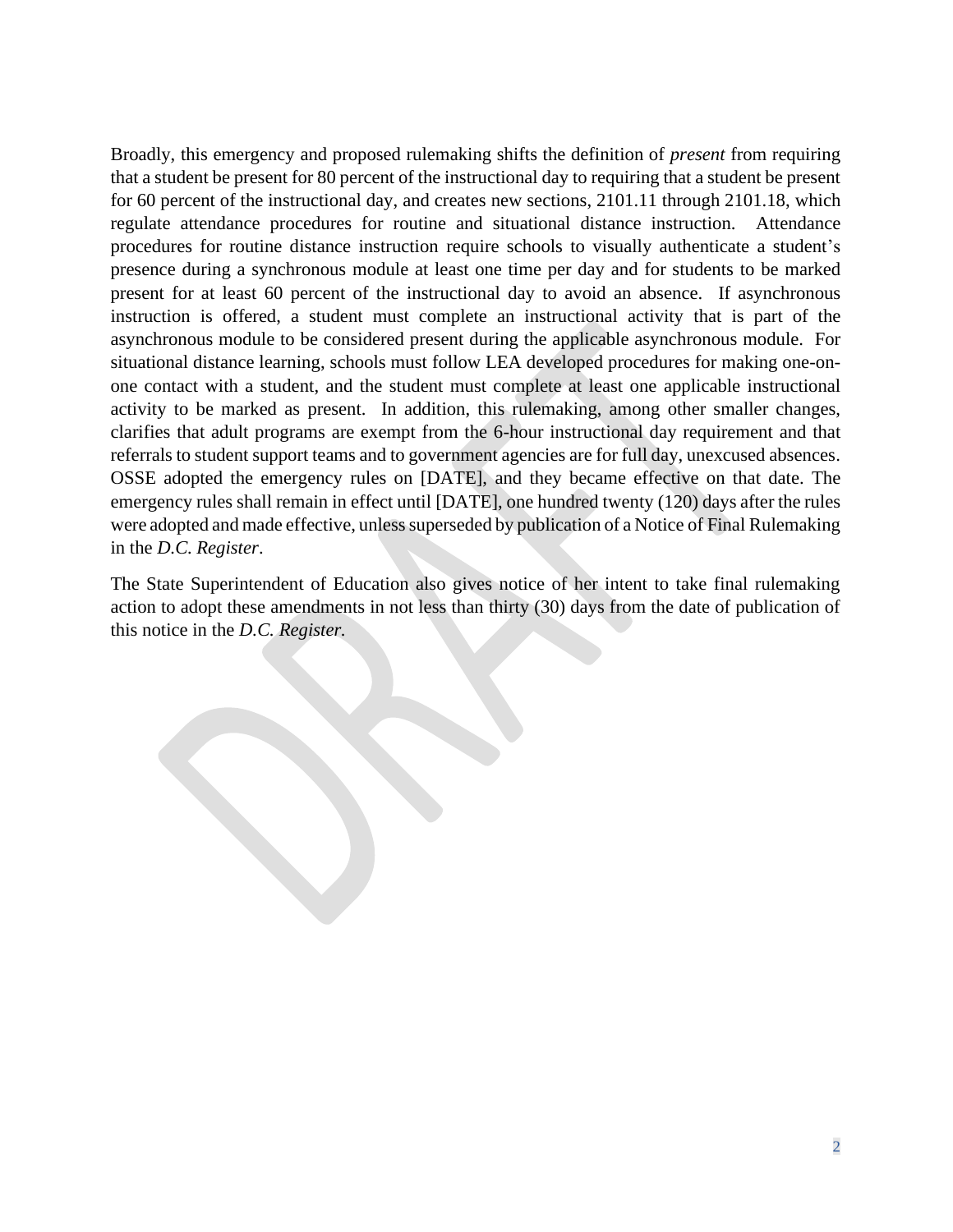Broadly, this emergency and proposed rulemaking shifts the definition of *present* from requiring that a student be present for 80 percent of the instructional day to requiring that a student be present for 60 percent of the instructional day, and creates new sections, 2101.11 through 2101.18, which regulate attendance procedures for routine and situational distance instruction. Attendance procedures for routine distance instruction require schools to visually authenticate a student's presence during a synchronous module at least one time per day and for students to be marked present for at least 60 percent of the instructional day to avoid an absence. If asynchronous instruction is offered, a student must complete an instructional activity that is part of the asynchronous module to be considered present during the applicable asynchronous module. For situational distance learning, schools must follow LEA developed procedures for making one-on-one contact with a student, and the student must complete at least one applicable instructional activity to be marked as present. In addition, this rulemaking, among other smaller changes, clarifies that adult programs are exempt from the 6-hour instructional day requirement and that referrals to student support teams and to government agencies are for full day, unexcused absences. OSSE adopted the emergency rules on [DATE], and they became effective on that date. The emergency rules shall remain in effect until [DATE], one hundred twenty (120) days after the rules were adopted and made effective, unless superseded by publication of a Notice of Final Rulemaking in the *D.C. Register*.

The State Superintendent of Education also gives notice of her intent to take final rulemaking action to adopt these amendments in not less than thirty (30) days from the date of publication of this notice in the *D.C. Register*.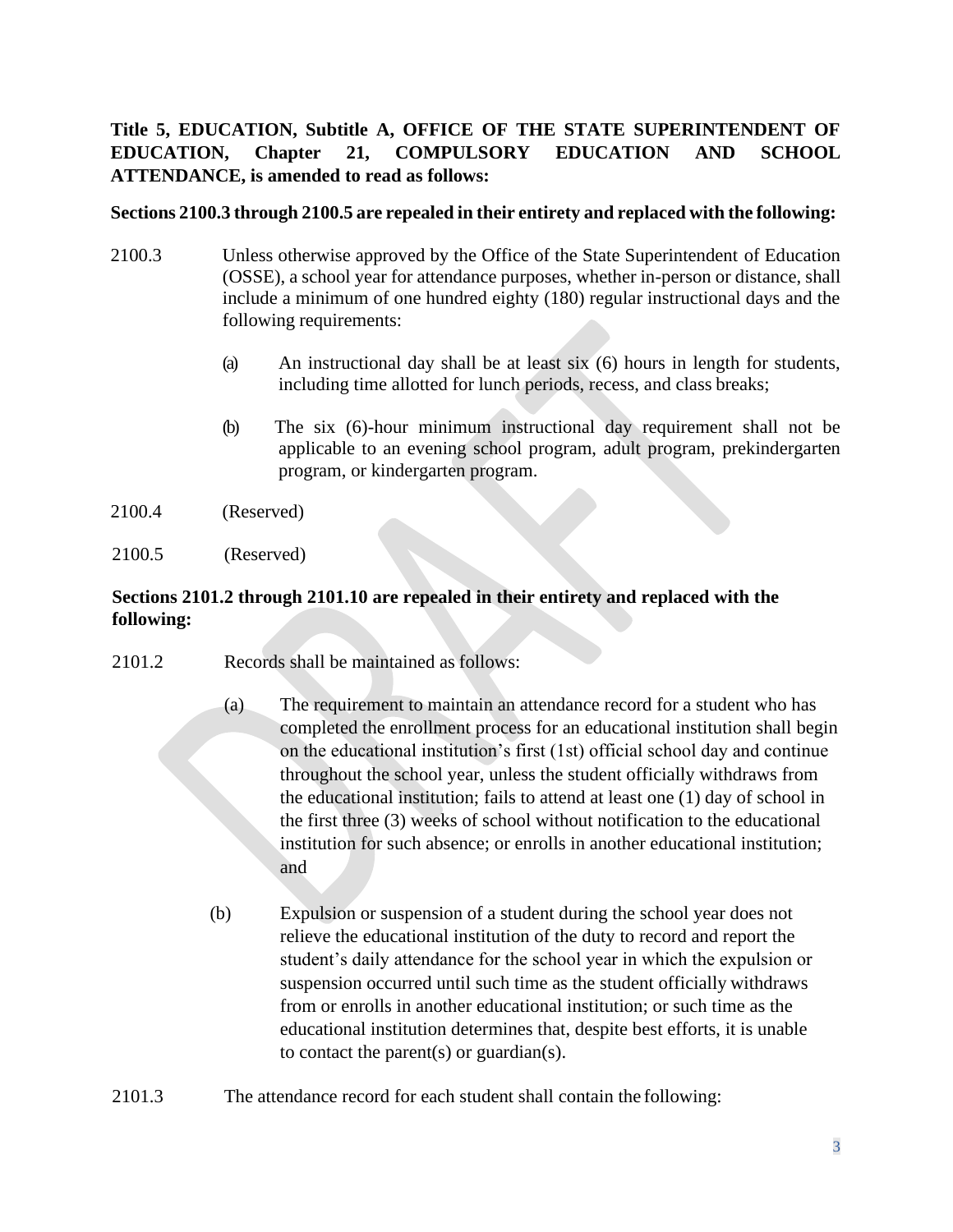**Title 5, EDUCATION, Subtitle A, OFFICE OF THE STATE SUPERINTENDENT OF EDUCATION, Chapter 21, COMPULSORY EDUCATION AND SCHOOL ATTENDANCE, is amended to read as follows:**

**Sections 2100.3 through 2100.5 are repealed in their entirety and replaced with the following:**

2100.3 Unless otherwise approved by the Office of the State Superintendent of Education (OSSE), a school year for attendance purposes, whether in-person or distance, shall include a minimum of one hundred eighty (180) regular instructional days and the following requirements:

(a) An instructional day shall be at least six (6) hours in length for students, including time allotted for lunch periods, recess, and class breaks;

(b) The six (6)-hour minimum instructional day requirement shall not be applicable to an evening school program, adult program, prekindergarten program, or kindergarten program.

2100.4 (Reserved)

2100.5 (Reserved)

**Sections 2101.2 through 2101.10 are repealed in their entirety and replaced with the following:**

2101.2 Records shall be maintained as follows:

(a) The requirement to maintain an attendance record for a student who has completed the enrollment process for an educational institution shall begin on the educational institution's first (1st) official school day and continue throughout the school year, unless the student officially withdraws from the educational institution; fails to attend at least one (1) day of school in the first three (3) weeks of school without notification to the educational institution for such absence; or enrolls in another educational institution; and

(b) Expulsion or suspension of a student during the school year does not relieve the educational institution of the duty to record and report the student's daily attendance for the school year in which the expulsion or suspension occurred until such time as the student officially withdraws from or enrolls in another educational institution; or such time as the educational institution determines that, despite best efforts, it is unable to contact the parent(s) or guardian(s).

2101.3 The attendance record for each student shall contain the following: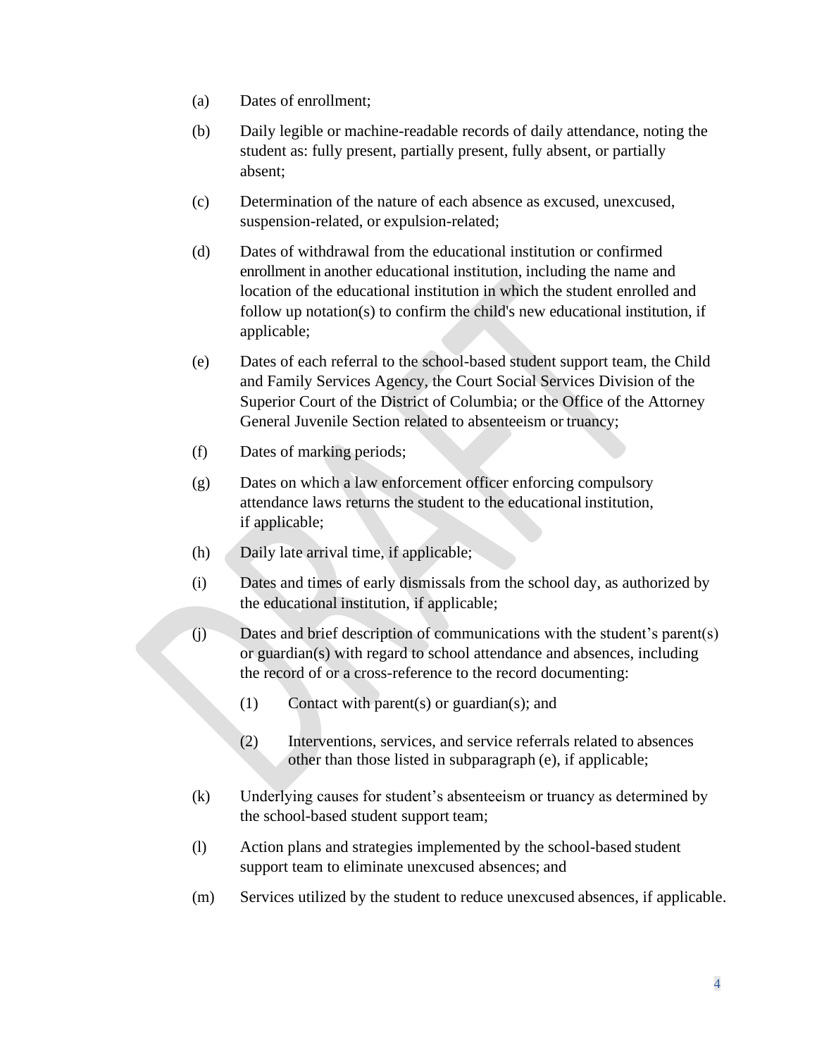(a) Dates of enrollment;

(b) Daily legible or machine-readable records of daily attendance, noting the student as: fully present, partially present, fully absent, or partially absent;

(c) Determination of the nature of each absence as excused, unexcused, suspension-related, or expulsion-related;

(d) Dates of withdrawal from the educational institution or confirmed enrollment in another educational institution, including the name and location of the educational institution in which the student enrolled and follow up notation(s) to confirm the child's new educational institution, if applicable;

(e) Dates of each referral to the school-based student support team, the Child and Family Services Agency, the Court Social Services Division of the Superior Court of the District of Columbia; or the Office of the Attorney General Juvenile Section related to absenteeism or truancy;

(f) Dates of marking periods;

(g) Dates on which a law enforcement officer enforcing compulsory attendance laws returns the student to the educational institution, if applicable;

(h) Daily late arrival time, if applicable;

(i) Dates and times of early dismissals from the school day, as authorized by the educational institution, if applicable;

(j) Dates and brief description of communications with the student's parent(s) or guardian(s) with regard to school attendance and absences, including the record of or a cross-reference to the record documenting:

  (1) Contact with parent(s) or guardian(s); and

  (2) Interventions, services, and service referrals related to absences other than those listed in subparagraph (e), if applicable;

(k) Underlying causes for student's absenteeism or truancy as determined by the school-based student support team;

(l) Action plans and strategies implemented by the school-based student support team to eliminate unexcused absences; and

(m) Services utilized by the student to reduce unexcused absences, if applicable.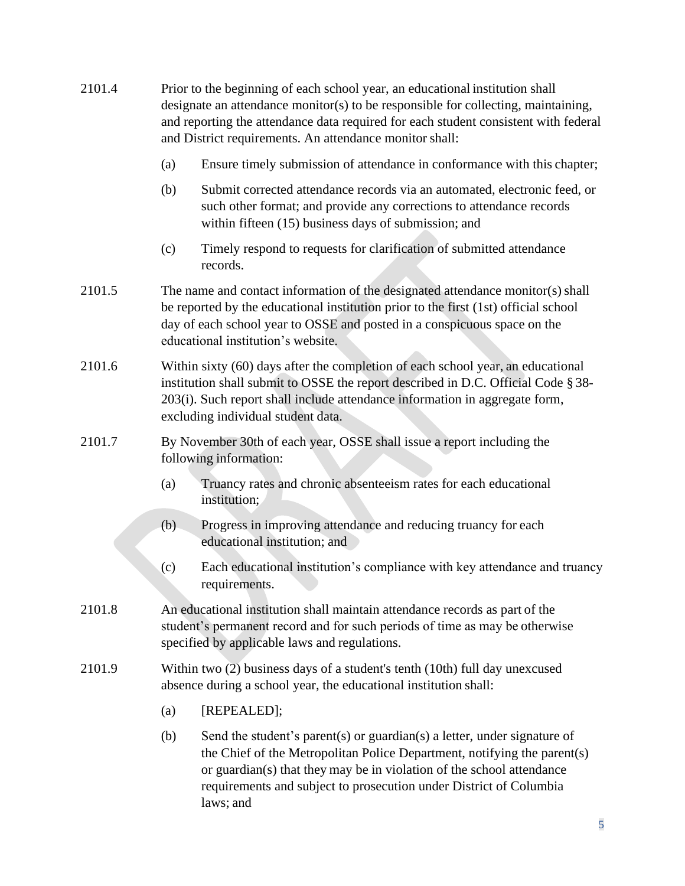2101.4 Prior to the beginning of each school year, an educational institution shall designate an attendance monitor(s) to be responsible for collecting, maintaining, and reporting the attendance data required for each student consistent with federal and District requirements. An attendance monitor shall:

(a) Ensure timely submission of attendance in conformance with this chapter;

(b) Submit corrected attendance records via an automated, electronic feed, or such other format; and provide any corrections to attendance records within fifteen (15) business days of submission; and

(c) Timely respond to requests for clarification of submitted attendance records.

2101.5 The name and contact information of the designated attendance monitor(s) shall be reported by the educational institution prior to the first (1st) official school day of each school year to OSSE and posted in a conspicuous space on the educational institution's website.

2101.6 Within sixty (60) days after the completion of each school year, an educational institution shall submit to OSSE the report described in D.C. Official Code § 38-203(i). Such report shall include attendance information in aggregate form, excluding individual student data.

2101.7 By November 30th of each year, OSSE shall issue a report including the following information:

(a) Truancy rates and chronic absenteeism rates for each educational institution;

(b) Progress in improving attendance and reducing truancy for each educational institution; and

(c) Each educational institution's compliance with key attendance and truancy requirements.

2101.8 An educational institution shall maintain attendance records as part of the student's permanent record and for such periods of time as may be otherwise specified by applicable laws and regulations.

2101.9 Within two (2) business days of a student's tenth (10th) full day unexcused absence during a school year, the educational institution shall:

(a) [REPEALED];

(b) Send the student's parent(s) or guardian(s) a letter, under signature of the Chief of the Metropolitan Police Department, notifying the parent(s) or guardian(s) that they may be in violation of the school attendance requirements and subject to prosecution under District of Columbia laws; and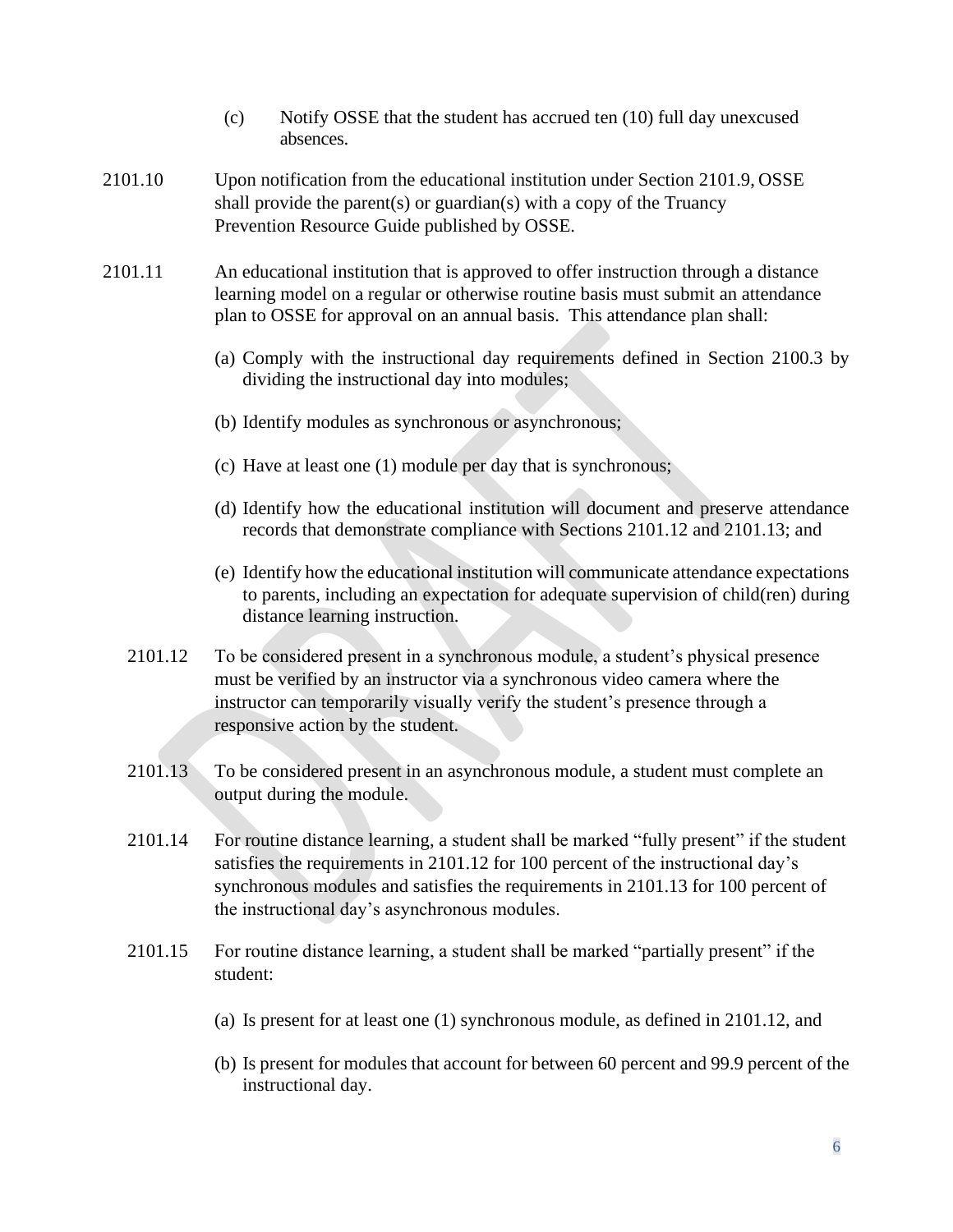(c) Notify OSSE that the student has accrued ten (10) full day unexcused absences.

2101.10 Upon notification from the educational institution under Section 2101.9, OSSE shall provide the parent(s) or guardian(s) with a copy of the Truancy Prevention Resource Guide published by OSSE.

2101.11 An educational institution that is approved to offer instruction through a distance learning model on a regular or otherwise routine basis must submit an attendance plan to OSSE for approval on an annual basis. This attendance plan shall:

(a) Comply with the instructional day requirements defined in Section 2100.3 by dividing the instructional day into modules;

(b) Identify modules as synchronous or asynchronous;

(c) Have at least one (1) module per day that is synchronous;

(d) Identify how the educational institution will document and preserve attendance records that demonstrate compliance with Sections 2101.12 and 2101.13; and

(e) Identify how the educational institution will communicate attendance expectations to parents, including an expectation for adequate supervision of child(ren) during distance learning instruction.

2101.12 To be considered present in a synchronous module, a student's physical presence must be verified by an instructor via a synchronous video camera where the instructor can temporarily visually verify the student's presence through a responsive action by the student.

2101.13 To be considered present in an asynchronous module, a student must complete an output during the module.

2101.14 For routine distance learning, a student shall be marked "fully present" if the student satisfies the requirements in 2101.12 for 100 percent of the instructional day's synchronous modules and satisfies the requirements in 2101.13 for 100 percent of the instructional day's asynchronous modules.

2101.15 For routine distance learning, a student shall be marked "partially present" if the student:

(a) Is present for at least one (1) synchronous module, as defined in 2101.12, and

(b) Is present for modules that account for between 60 percent and 99.9 percent of the instructional day.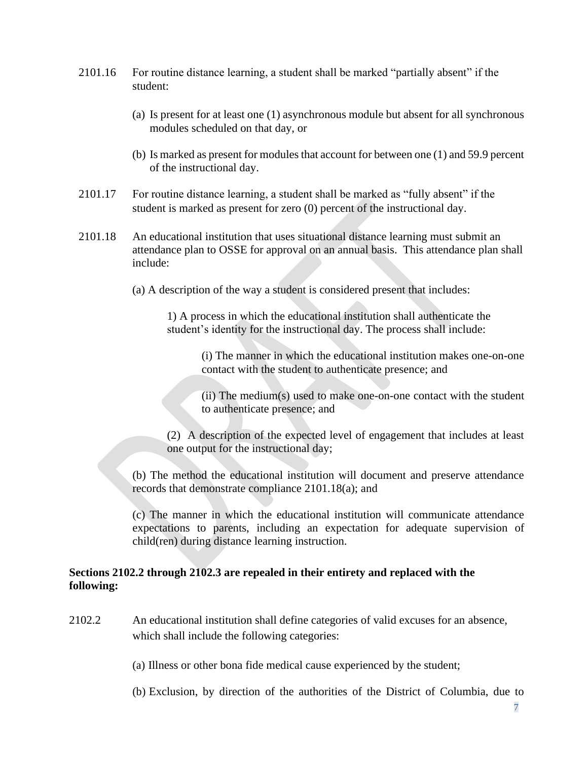2101.16 For routine distance learning, a student shall be marked "partially absent" if the student:

(a) Is present for at least one (1) asynchronous module but absent for all synchronous modules scheduled on that day, or

(b) Is marked as present for modules that account for between one (1) and 59.9 percent of the instructional day.

2101.17 For routine distance learning, a student shall be marked as "fully absent" if the student is marked as present for zero (0) percent of the instructional day.

2101.18 An educational institution that uses situational distance learning must submit an attendance plan to OSSE for approval on an annual basis. This attendance plan shall include:

(a) A description of the way a student is considered present that includes:

1) A process in which the educational institution shall authenticate the student's identity for the instructional day. The process shall include:

(i) The manner in which the educational institution makes one-on-one contact with the student to authenticate presence; and

(ii) The medium(s) used to make one-on-one contact with the student to authenticate presence; and

(2) A description of the expected level of engagement that includes at least one output for the instructional day;

(b) The method the educational institution will document and preserve attendance records that demonstrate compliance 2101.18(a); and

(c) The manner in which the educational institution will communicate attendance expectations to parents, including an expectation for adequate supervision of child(ren) during distance learning instruction.

**Sections 2102.2 through 2102.3 are repealed in their entirety and replaced with the following:**

2102.2 An educational institution shall define categories of valid excuses for an absence, which shall include the following categories:

(a) Illness or other bona fide medical cause experienced by the student;

(b) Exclusion, by direction of the authorities of the District of Columbia, due to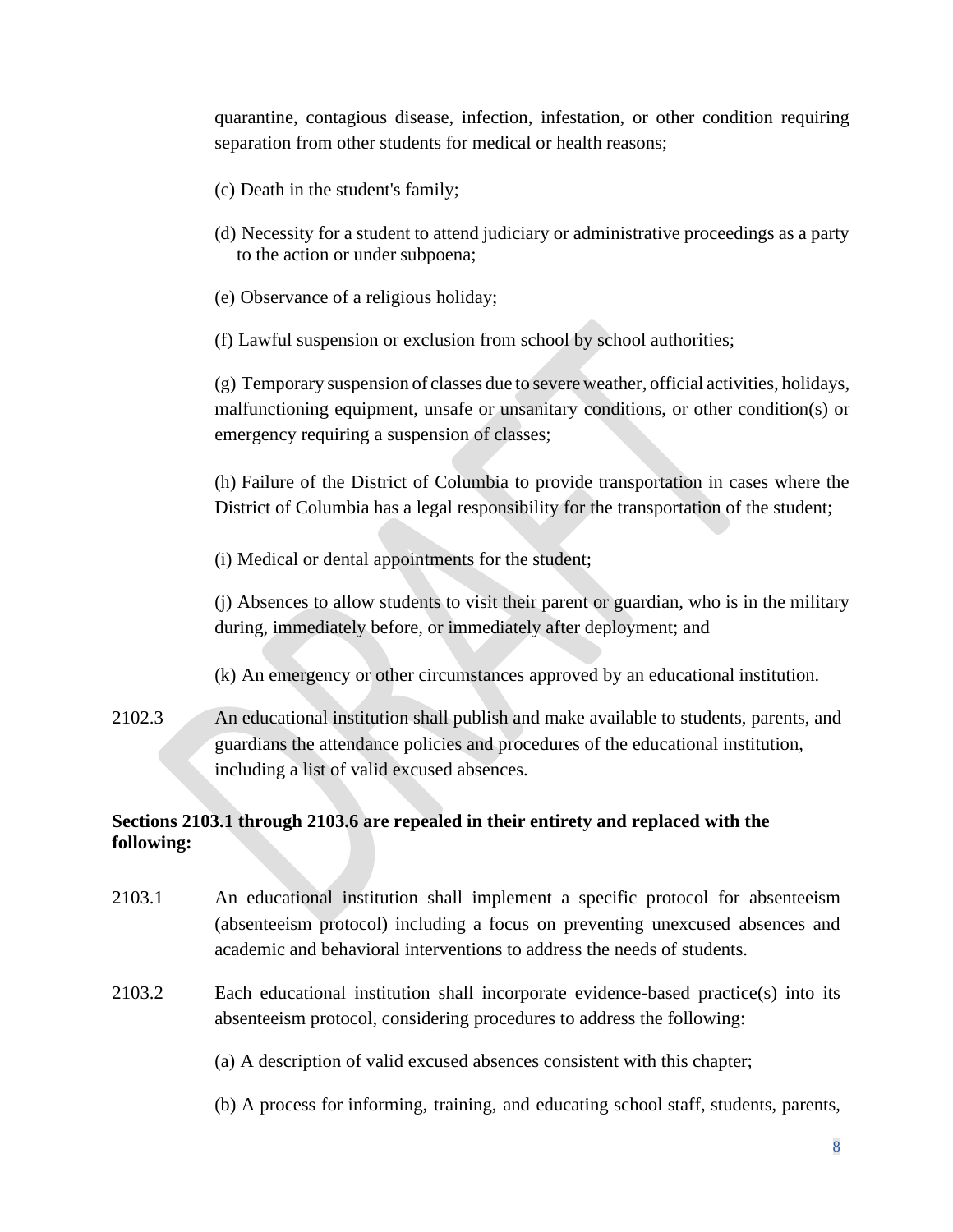quarantine, contagious disease, infection, infestation, or other condition requiring separation from other students for medical or health reasons;

(c) Death in the student's family;

(d) Necessity for a student to attend judiciary or administrative proceedings as a party to the action or under subpoena;

(e) Observance of a religious holiday;

(f) Lawful suspension or exclusion from school by school authorities;

(g) Temporary suspension of classes due to severe weather, official activities, holidays, malfunctioning equipment, unsafe or unsanitary conditions, or other condition(s) or emergency requiring a suspension of classes;

(h) Failure of the District of Columbia to provide transportation in cases where the District of Columbia has a legal responsibility for the transportation of the student;

(i) Medical or dental appointments for the student;

(j) Absences to allow students to visit their parent or guardian, who is in the military during, immediately before, or immediately after deployment; and

(k) An emergency or other circumstances approved by an educational institution.

2102.3 An educational institution shall publish and make available to students, parents, and guardians the attendance policies and procedures of the educational institution, including a list of valid excused absences.

**Sections 2103.1 through 2103.6 are repealed in their entirety and replaced with the following:**

2103.1 An educational institution shall implement a specific protocol for absenteeism (absenteeism protocol) including a focus on preventing unexcused absences and academic and behavioral interventions to address the needs of students.

2103.2 Each educational institution shall incorporate evidence-based practice(s) into its absenteeism protocol, considering procedures to address the following:

(a) A description of valid excused absences consistent with this chapter;

(b) A process for informing, training, and educating school staff, students, parents,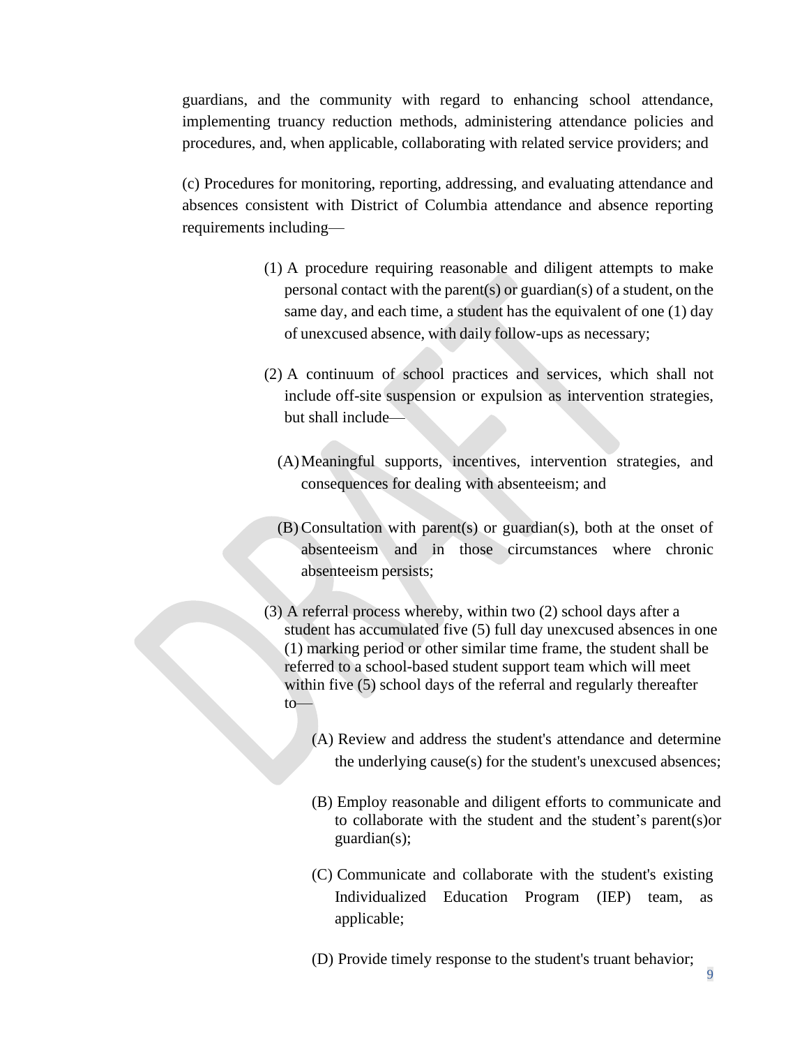guardians, and the community with regard to enhancing school attendance, implementing truancy reduction methods, administering attendance policies and procedures, and, when applicable, collaborating with related service providers; and

(c) Procedures for monitoring, reporting, addressing, and evaluating attendance and absences consistent with District of Columbia attendance and absence reporting requirements including—

(1) A procedure requiring reasonable and diligent attempts to make personal contact with the parent(s) or guardian(s) of a student, on the same day, and each time, a student has the equivalent of one (1) day of unexcused absence, with daily follow-ups as necessary;

(2) A continuum of school practices and services, which shall not include off-site suspension or expulsion as intervention strategies, but shall include—

(A) Meaningful supports, incentives, intervention strategies, and consequences for dealing with absenteeism; and

(B) Consultation with parent(s) or guardian(s), both at the onset of absenteeism and in those circumstances where chronic absenteeism persists;

(3) A referral process whereby, within two (2) school days after a student has accumulated five (5) full day unexcused absences in one (1) marking period or other similar time frame, the student shall be referred to a school-based student support team which will meet within five (5) school days of the referral and regularly thereafter to—

(A) Review and address the student's attendance and determine the underlying cause(s) for the student's unexcused absences;

(B) Employ reasonable and diligent efforts to communicate and to collaborate with the student and the student's parent(s)or guardian(s);

(C) Communicate and collaborate with the student's existing Individualized Education Program (IEP) team, as applicable;

(D) Provide timely response to the student's truant behavior;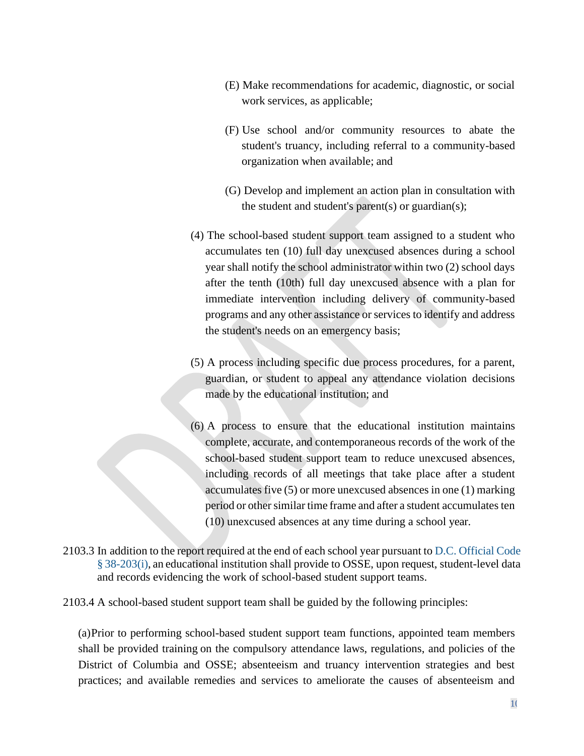(E) Make recommendations for academic, diagnostic, or social work services, as applicable;

(F) Use school and/or community resources to abate the student's truancy, including referral to a community-based organization when available; and

(G) Develop and implement an action plan in consultation with the student and student's parent(s) or guardian(s);

(4) The school-based student support team assigned to a student who accumulates ten (10) full day unexcused absences during a school year shall notify the school administrator within two (2) school days after the tenth (10th) full day unexcused absence with a plan for immediate intervention including delivery of community-based programs and any other assistance or services to identify and address the student's needs on an emergency basis;

(5) A process including specific due process procedures, for a parent, guardian, or student to appeal any attendance violation decisions made by the educational institution; and

(6) A process to ensure that the educational institution maintains complete, accurate, and contemporaneous records of the work of the school-based student support team to reduce unexcused absences, including records of all meetings that take place after a student accumulates five (5) or more unexcused absences in one (1) marking period or other similar time frame and after a student accumulates ten (10) unexcused absences at any time during a school year.

2103.3 In addition to the report required at the end of each school year pursuant to D.C. Official Code § 38-203(i), an educational institution shall provide to OSSE, upon request, student-level data and records evidencing the work of school-based student support teams.

2103.4 A school-based student support team shall be guided by the following principles:

(a) Prior to performing school-based student support team functions, appointed team members shall be provided training on the compulsory attendance laws, regulations, and policies of the District of Columbia and OSSE; absenteeism and truancy intervention strategies and best practices; and available remedies and services to ameliorate the causes of absenteeism and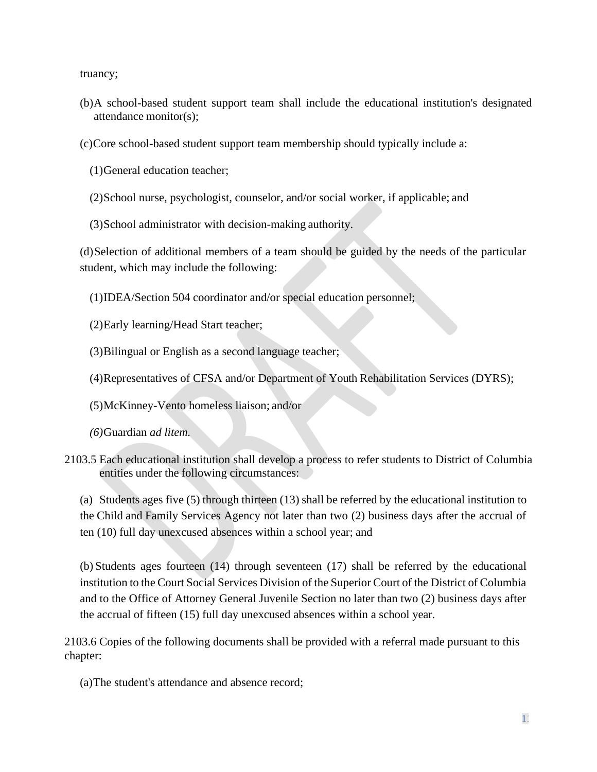truancy;

(b)A school-based student support team shall include the educational institution's designated attendance monitor(s);

(c)Core school-based student support team membership should typically include a:

(1)General education teacher;

(2)School nurse, psychologist, counselor, and/or social worker, if applicable; and

(3)School administrator with decision-making authority.

(d)Selection of additional members of a team should be guided by the needs of the particular student, which may include the following:

(1)IDEA/Section 504 coordinator and/or special education personnel;

(2)Early learning/Head Start teacher;

(3)Bilingual or English as a second language teacher;

(4)Representatives of CFSA and/or Department of Youth Rehabilitation Services (DYRS);

(5)McKinney-Vento homeless liaison; and/or

*(6)*Guardian *ad litem*.

2103.5 Each educational institution shall develop a process to refer students to District of Columbia entities under the following circumstances:

(a) Students ages five (5) through thirteen (13) shall be referred by the educational institution to the Child and Family Services Agency not later than two (2) business days after the accrual of ten (10) full day unexcused absences within a school year; and

(b) Students ages fourteen (14) through seventeen (17) shall be referred by the educational institution to the Court Social Services Division of the Superior Court of the District of Columbia and to the Office of Attorney General Juvenile Section no later than two (2) business days after the accrual of fifteen (15) full day unexcused absences within a school year.

2103.6 Copies of the following documents shall be provided with a referral made pursuant to this chapter:

(a)The student's attendance and absence record;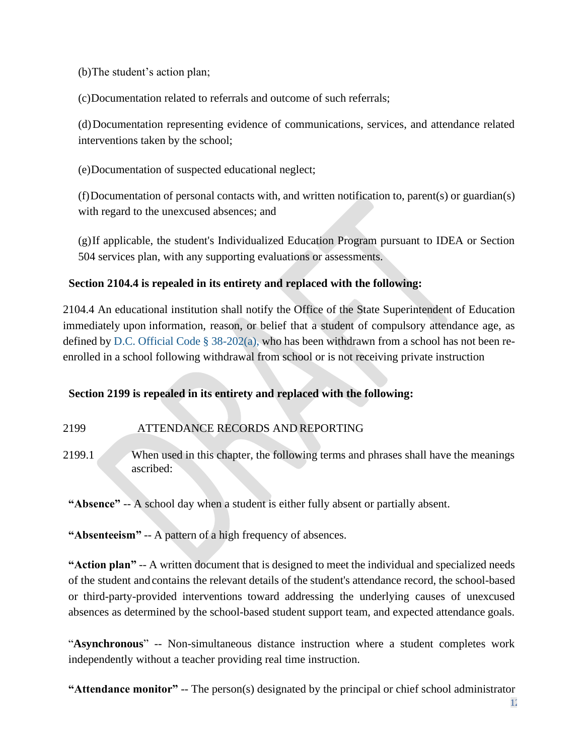(b) The student's action plan;

(c) Documentation related to referrals and outcome of such referrals;

(d) Documentation representing evidence of communications, services, and attendance related interventions taken by the school;

(e) Documentation of suspected educational neglect;

(f) Documentation of personal contacts with, and written notification to, parent(s) or guardian(s) with regard to the unexcused absences; and

(g) If applicable, the student's Individualized Education Program pursuant to IDEA or Section 504 services plan, with any supporting evaluations or assessments.

**Section 2104.4 is repealed in its entirety and replaced with the following:**

2104.4 An educational institution shall notify the Office of the State Superintendent of Education immediately upon information, reason, or belief that a student of compulsory attendance age, as defined by D.C. Official Code § 38-202(a), who has been withdrawn from a school has not been re-enrolled in a school following withdrawal from school or is not receiving private instruction

**Section 2199 is repealed in its entirety and replaced with the following:**

2199 ATTENDANCE RECORDS AND REPORTING

2199.1 When used in this chapter, the following terms and phrases shall have the meanings ascribed:

**"Absence"** -- A school day when a student is either fully absent or partially absent.

**"Absenteeism"** -- A pattern of a high frequency of absences.

**"Action plan"** -- A written document that is designed to meet the individual and specialized needs of the student and contains the relevant details of the student's attendance record, the school-based or third-party-provided interventions toward addressing the underlying causes of unexcused absences as determined by the school-based student support team, and expected attendance goals.

"**Asynchronous**" -- Non-simultaneous distance instruction where a student completes work independently without a teacher providing real time instruction.

**"Attendance monitor"** -- The person(s) designated by the principal or chief school administrator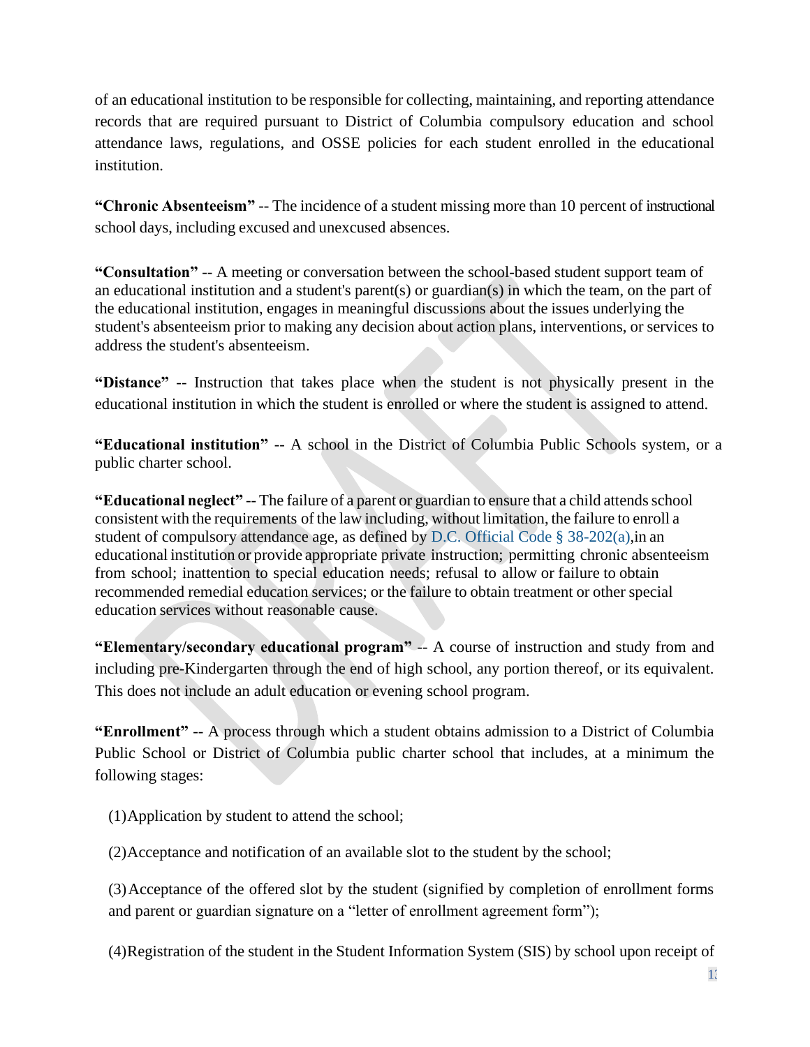of an educational institution to be responsible for collecting, maintaining, and reporting attendance records that are required pursuant to District of Columbia compulsory education and school attendance laws, regulations, and OSSE policies for each student enrolled in the educational institution.

**"Chronic Absenteeism"** -- The incidence of a student missing more than 10 percent of instructional school days, including excused and unexcused absences.

**"Consultation"** -- A meeting or conversation between the school-based student support team of an educational institution and a student's parent(s) or guardian(s) in which the team, on the part of the educational institution, engages in meaningful discussions about the issues underlying the student's absenteeism prior to making any decision about action plans, interventions, or services to address the student's absenteeism.

**"Distance"** -- Instruction that takes place when the student is not physically present in the educational institution in which the student is enrolled or where the student is assigned to attend.

**"Educational institution"** -- A school in the District of Columbia Public Schools system, or a public charter school.

**"Educational neglect"** -- The failure of a parent or guardian to ensure that a child attends school consistent with the requirements of the law including, without limitation, the failure to enroll a student of compulsory attendance age, as defined by D.C. Official Code § 38-202(a),in an educational institution or provide appropriate private instruction; permitting chronic absenteeism from school; inattention to special education needs; refusal to allow or failure to obtain recommended remedial education services; or the failure to obtain treatment or other special education services without reasonable cause.

**"Elementary/secondary educational program"** -- A course of instruction and study from and including pre-Kindergarten through the end of high school, any portion thereof, or its equivalent. This does not include an adult education or evening school program.

**"Enrollment"** -- A process through which a student obtains admission to a District of Columbia Public School or District of Columbia public charter school that includes, at a minimum the following stages:

(1) Application by student to attend the school;

(2) Acceptance and notification of an available slot to the student by the school;

(3) Acceptance of the offered slot by the student (signified by completion of enrollment forms and parent or guardian signature on a "letter of enrollment agreement form");

(4) Registration of the student in the Student Information System (SIS) by school upon receipt of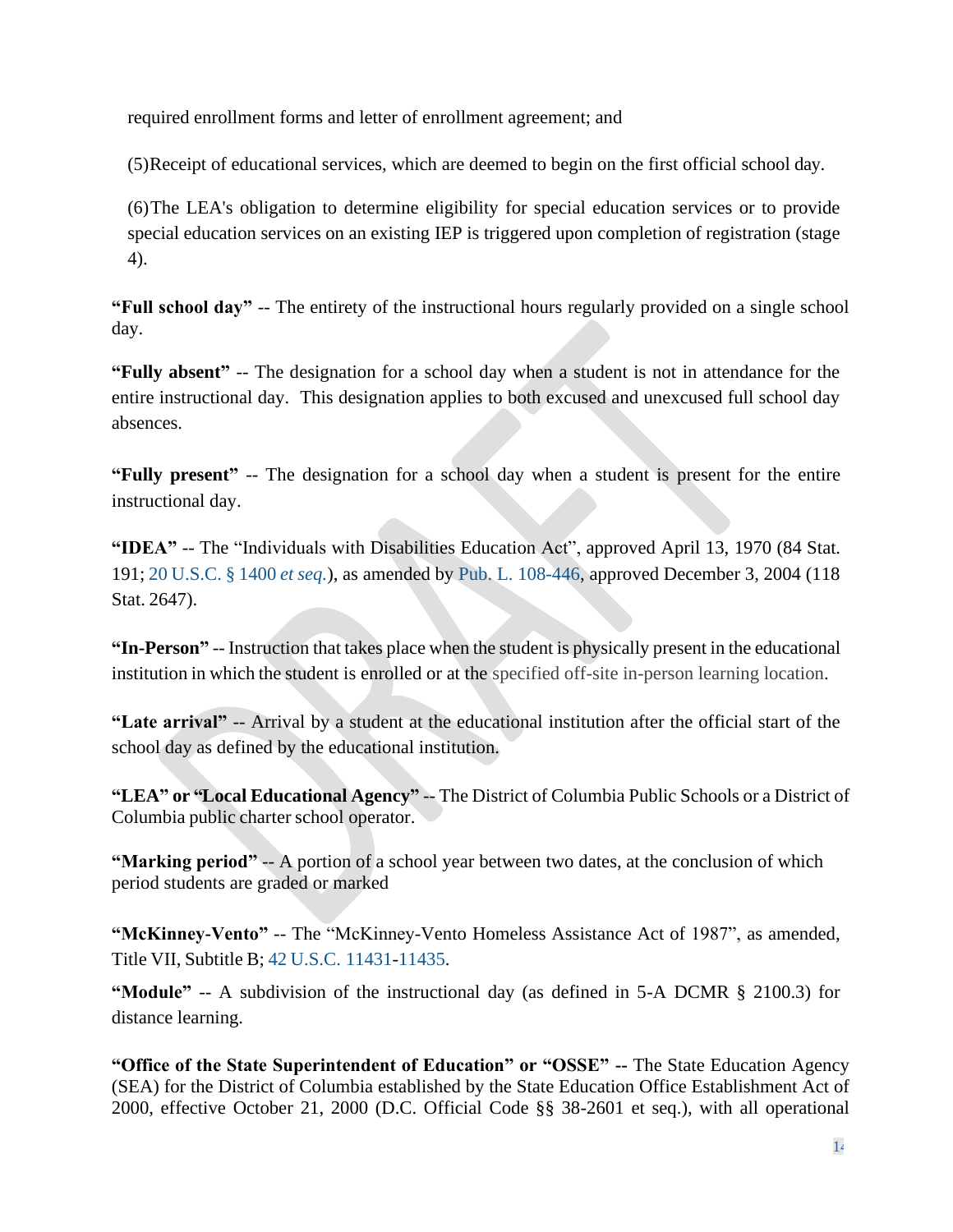required enrollment forms and letter of enrollment agreement; and

(5)Receipt of educational services, which are deemed to begin on the first official school day.

(6)The LEA's obligation to determine eligibility for special education services or to provide special education services on an existing IEP is triggered upon completion of registration (stage 4).

**"Full school day"** -- The entirety of the instructional hours regularly provided on a single school day.

**"Fully absent"** -- The designation for a school day when a student is not in attendance for the entire instructional day. This designation applies to both excused and unexcused full school day absences.

**"Fully present"** -- The designation for a school day when a student is present for the entire instructional day.

**"IDEA"** -- The "Individuals with Disabilities Education Act", approved April 13, 1970 (84 Stat. 191; 20 U.S.C. § 1400 *et seq.*), as amended by Pub. L. 108-446, approved December 3, 2004 (118 Stat. 2647).

**"In-Person"** -- Instruction that takes place when the student is physically present in the educational institution in which the student is enrolled or at the specified off-site in-person learning location.

**"Late arrival"** -- Arrival by a student at the educational institution after the official start of the school day as defined by the educational institution.

**"LEA" or "Local Educational Agency"** -- The District of Columbia Public Schools or a District of Columbia public charter school operator.

**"Marking period"** -- A portion of a school year between two dates, at the conclusion of which period students are graded or marked

**"McKinney-Vento"** -- The "McKinney-Vento Homeless Assistance Act of 1987", as amended, Title VII, Subtitle B; 42 U.S.C. 11431-11435.

**"Module"** -- A subdivision of the instructional day (as defined in 5-A DCMR § 2100.3) for distance learning.

**"Office of the State Superintendent of Education" or "OSSE"** -- The State Education Agency (SEA) for the District of Columbia established by the State Education Office Establishment Act of 2000, effective October 21, 2000 (D.C. Official Code §§ 38-2601 et seq.), with all operational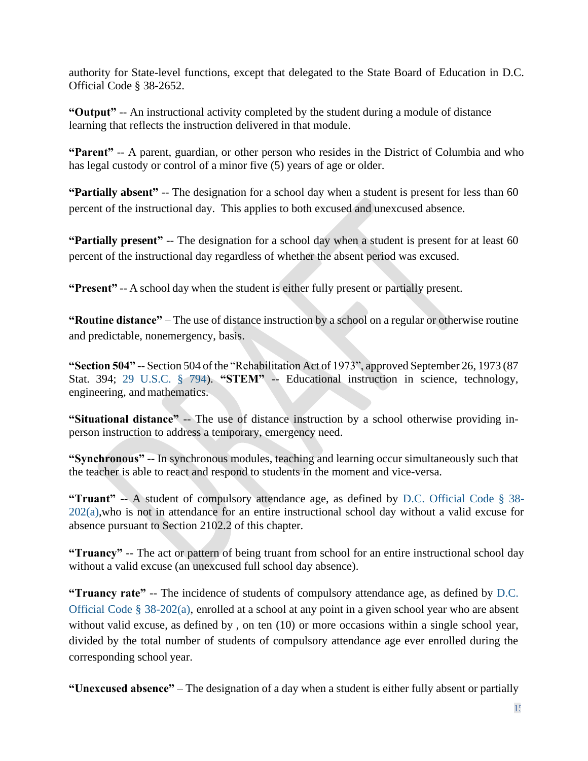authority for State-level functions, except that delegated to the State Board of Education in D.C. Official Code § 38-2652.

**"Output"** -- An instructional activity completed by the student during a module of distance learning that reflects the instruction delivered in that module.

**"Parent"** -- A parent, guardian, or other person who resides in the District of Columbia and who has legal custody or control of a minor five (5) years of age or older.

**"Partially absent"** -- The designation for a school day when a student is present for less than 60 percent of the instructional day. This applies to both excused and unexcused absence.

**"Partially present"** -- The designation for a school day when a student is present for at least 60 percent of the instructional day regardless of whether the absent period was excused.

**"Present"** -- A school day when the student is either fully present or partially present.

**"Routine distance"** – The use of distance instruction by a school on a regular or otherwise routine and predictable, nonemergency, basis.

**"Section 504"** -- Section 504 of the "Rehabilitation Act of 1973", approved September 26, 1973 (87 Stat. 394; 29 U.S.C. § 794). **"STEM"** -- Educational instruction in science, technology, engineering, and mathematics.

**"Situational distance"** -- The use of distance instruction by a school otherwise providing in-person instruction to address a temporary, emergency need.

**"Synchronous"** -- In synchronous modules, teaching and learning occur simultaneously such that the teacher is able to react and respond to students in the moment and vice-versa.

**"Truant"** -- A student of compulsory attendance age, as defined by D.C. Official Code § 38-202(a),who is not in attendance for an entire instructional school day without a valid excuse for absence pursuant to Section 2102.2 of this chapter.

**"Truancy"** -- The act or pattern of being truant from school for an entire instructional school day without a valid excuse (an unexcused full school day absence).

**"Truancy rate"** -- The incidence of students of compulsory attendance age, as defined by D.C. Official Code § 38-202(a), enrolled at a school at any point in a given school year who are absent without valid excuse, as defined by , on ten (10) or more occasions within a single school year, divided by the total number of students of compulsory attendance age ever enrolled during the corresponding school year.

**"Unexcused absence"** – The designation of a day when a student is either fully absent or partially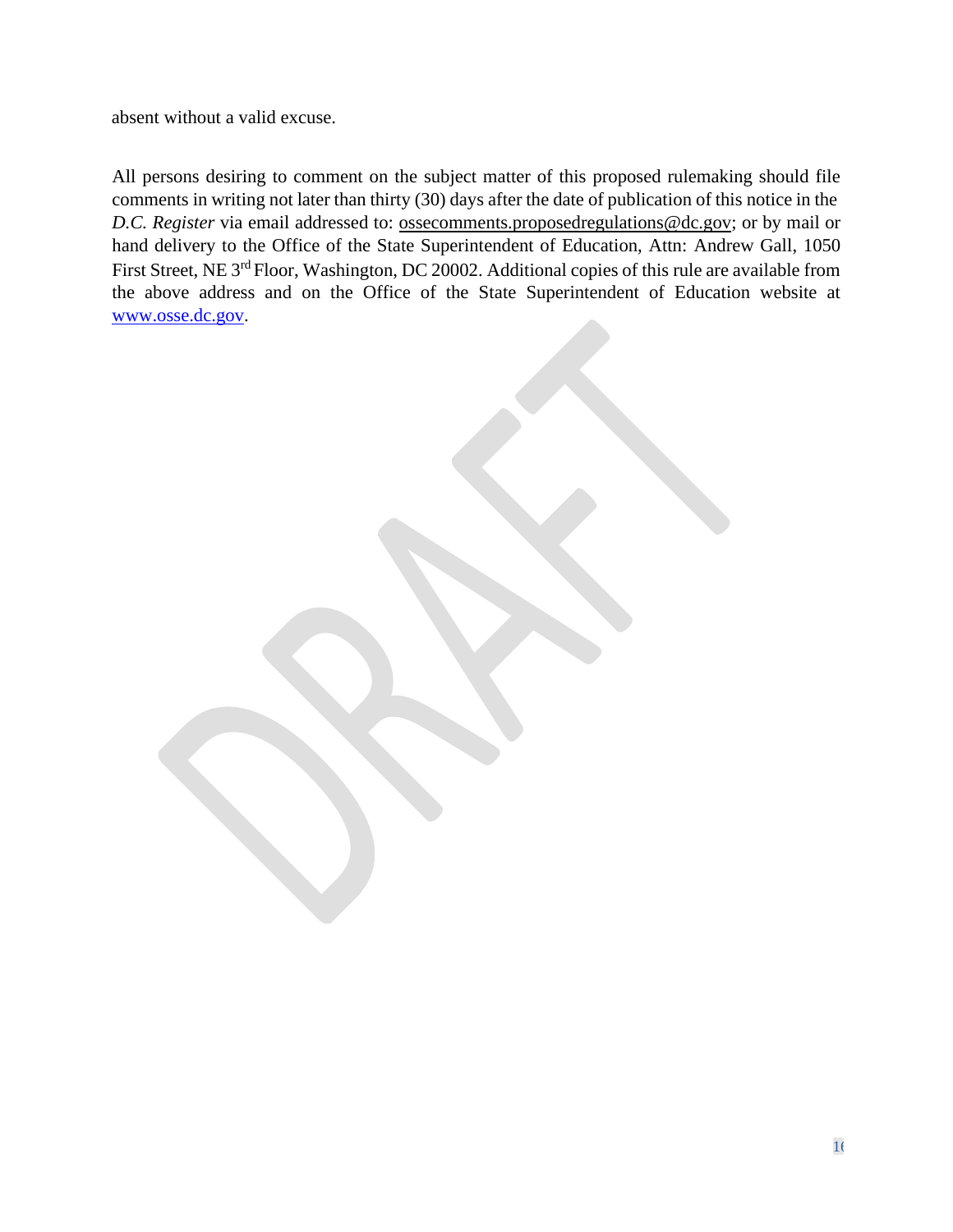absent without a valid excuse.

All persons desiring to comment on the subject matter of this proposed rulemaking should file comments in writing not later than thirty (30) days after the date of publication of this notice in the *D.C. Register* via email addressed to: ossecomments.proposedregulations@dc.gov; or by mail or hand delivery to the Office of the State Superintendent of Education, Attn: Andrew Gall, 1050 First Street, NE 3rd Floor, Washington, DC 20002. Additional copies of this rule are available from the above address and on the Office of the State Superintendent of Education website at www.osse.dc.gov.